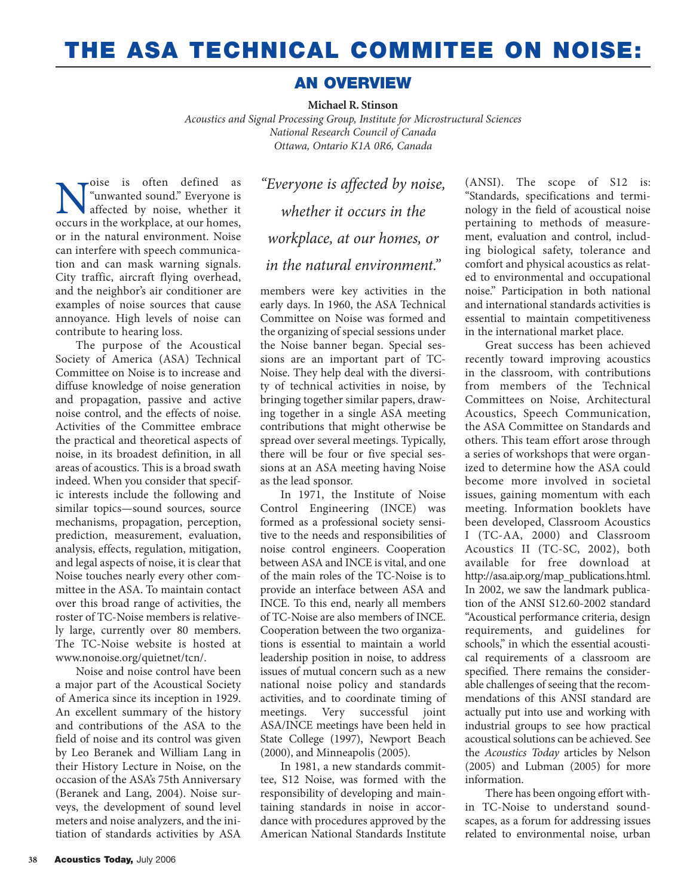# THE ASA TECHNICAL COMMITEE ON NOISE:

## AN OVERVIEW

**Michael R. Stinson**

*Acoustics and Signal Processing Group, Institute for Microstructural Sciences*
*National Research Council of Canada*
*Ottawa, Ontario K1A 0R6, Canada*

Noise is often defined as "unwanted sound." Everyone is affected by noise, whether it occurs in the workplace, at our homes, or in the natural environment. Noise can interfere with speech communication and can mask warning signals. City traffic, aircraft flying overhead, and the neighbor's air conditioner are examples of noise sources that cause annoyance. High levels of noise can contribute to hearing loss.

The purpose of the Acoustical Society of America (ASA) Technical Committee on Noise is to increase and diffuse knowledge of noise generation and propagation, passive and active noise control, and the effects of noise. Activities of the Committee embrace the practical and theoretical aspects of noise, in its broadest definition, in all areas of acoustics. This is a broad swath indeed. When you consider that specific interests include the following and similar topics—sound sources, source mechanisms, propagation, perception, prediction, measurement, evaluation, analysis, effects, regulation, mitigation, and legal aspects of noise, it is clear that Noise touches nearly every other committee in the ASA. To maintain contact over this broad range of activities, the roster of TC-Noise members is relatively large, currently over 80 members. The TC-Noise website is hosted at www.nonoise.org/quietnet/tcn/.

Noise and noise control have been a major part of the Acoustical Society of America since its inception in 1929. An excellent summary of the history and contributions of the ASA to the field of noise and its control was given by Leo Beranek and William Lang in their History Lecture in Noise, on the occasion of the ASA's 75th Anniversary (Beranek and Lang, 2004). Noise surveys, the development of sound level meters and noise analyzers, and the initiation of standards activities by ASA members were key activities in the early days. In 1960, the ASA Technical Committee on Noise was formed and the organizing of special sessions under the Noise banner began. Special sessions are an important part of TC-Noise. They help deal with the diversity of technical activities in noise, by bringing together similar papers, drawing together in a single ASA meeting contributions that might otherwise be spread over several meetings. Typically, there will be four or five special sessions at an ASA meeting having Noise as the lead sponsor.

> *"Everyone is affected by noise, whether it occurs in the workplace, at our homes, or in the natural environment."*

In 1971, the Institute of Noise Control Engineering (INCE) was formed as a professional society sensitive to the needs and responsibilities of noise control engineers. Cooperation between ASA and INCE is vital, and one of the main roles of the TC-Noise is to provide an interface between ASA and INCE. To this end, nearly all members of TC-Noise are also members of INCE. Cooperation between the two organizations is essential to maintain a world leadership position in noise, to address issues of mutual concern such as a new national noise policy and standards activities, and to coordinate timing of meetings. Very successful joint ASA/INCE meetings have been held in State College (1997), Newport Beach (2000), and Minneapolis (2005).

In 1981, a new standards committee, S12 Noise, was formed with the responsibility of developing and maintaining standards in noise in accordance with procedures approved by the American National Standards Institute (ANSI). The scope of S12 is: "Standards, specifications and terminology in the field of acoustical noise pertaining to methods of measurement, evaluation and control, including biological safety, tolerance and comfort and physical acoustics as related to environmental and occupational noise." Participation in both national and international standards activities is essential to maintain competitiveness in the international market place.

Great success has been achieved recently toward improving acoustics in the classroom, with contributions from members of the Technical Committees on Noise, Architectural Acoustics, Speech Communication, the ASA Committee on Standards and others. This team effort arose through a series of workshops that were organized to determine how the ASA could become more involved in societal issues, gaining momentum with each meeting. Information booklets have been developed, Classroom Acoustics I (TC-AA, 2000) and Classroom Acoustics II (TC-SC, 2002), both available for free download at http://asa.aip.org/map_publications.html. In 2002, we saw the landmark publication of the ANSI S12.60-2002 standard "Acoustical performance criteria, design requirements, and guidelines for schools," in which the essential acoustical requirements of a classroom are specified. There remains the considerable challenges of seeing that the recommendations of this ANSI standard are actually put into use and working with industrial groups to see how practical acoustical solutions can be achieved. See the *Acoustics Today* articles by Nelson (2005) and Lubman (2005) for more information.

There has been ongoing effort within TC-Noise to understand soundscapes, as a forum for addressing issues related to environmental noise, urban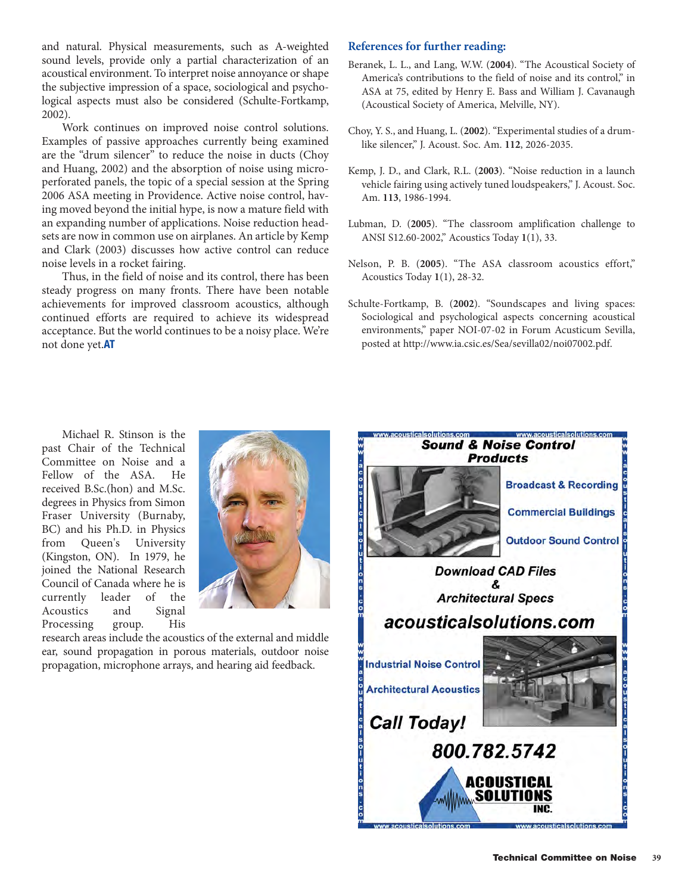and natural. Physical measurements, such as A-weighted sound levels, provide only a partial characterization of an acoustical environment. To interpret noise annoyance or shape the subjective impression of a space, sociological and psychological aspects must also be considered (Schulte-Fortkamp, 2002).

Work continues on improved noise control solutions. Examples of passive approaches currently being examined are the "drum silencer" to reduce the noise in ducts (Choy and Huang, 2002) and the absorption of noise using micro-perforated panels, the topic of a special session at the Spring 2006 ASA meeting in Providence. Active noise control, having moved beyond the initial hype, is now a mature field with an expanding number of applications. Noise reduction headsets are now in common use on airplanes. An article by Kemp and Clark (2003) discusses how active control can reduce noise levels in a rocket fairing.

Thus, in the field of noise and its control, there has been steady progress on many fronts. There have been notable achievements for improved classroom acoustics, although continued efforts are required to achieve its widespread acceptance. But the world continues to be a noisy place. We're not done yet. **AT**

### References for further reading:

Beranek, L. L., and Lang, W.W. (**2004**). "The Acoustical Society of America's contributions to the field of noise and its control," in ASA at 75, edited by Henry E. Bass and William J. Cavanaugh (Acoustical Society of America, Melville, NY).

Choy, Y. S., and Huang, L. (**2002**). "Experimental studies of a drum-like silencer," J. Acoust. Soc. Am. **112**, 2026-2035.

Kemp, J. D., and Clark, R.L. (**2003**). "Noise reduction in a launch vehicle fairing using actively tuned loudspeakers," J. Acoust. Soc. Am. **113**, 1986-1994.

Lubman, D. (**2005**). "The classroom amplification challenge to ANSI S12.60-2002," Acoustics Today **1**(1), 33.

Nelson, P. B. (**2005**). "The ASA classroom acoustics effort," Acoustics Today **1**(1), 28-32.

Schulte-Fortkamp, B. (**2002**). "Soundscapes and living spaces: Sociological and psychological aspects concerning acoustical environments," paper NOI-07-02 in Forum Acusticum Sevilla, posted at http://www.ia.csic.es/Sea/sevilla02/noi07002.pdf.

Michael R. Stinson is the past Chair of the Technical Committee on Noise and a Fellow of the ASA. He received B.Sc.(hon) and M.Sc. degrees in Physics from Simon Fraser University (Burnaby, BC) and his Ph.D. in Physics from Queen's University (Kingston, ON). In 1979, he joined the National Research Council of Canada where he is currently leader of the Acoustics and Signal Processing group. His research areas include the acoustics of the external and middle ear, sound propagation in porous materials, outdoor noise propagation, microphone arrays, and hearing aid feedback.